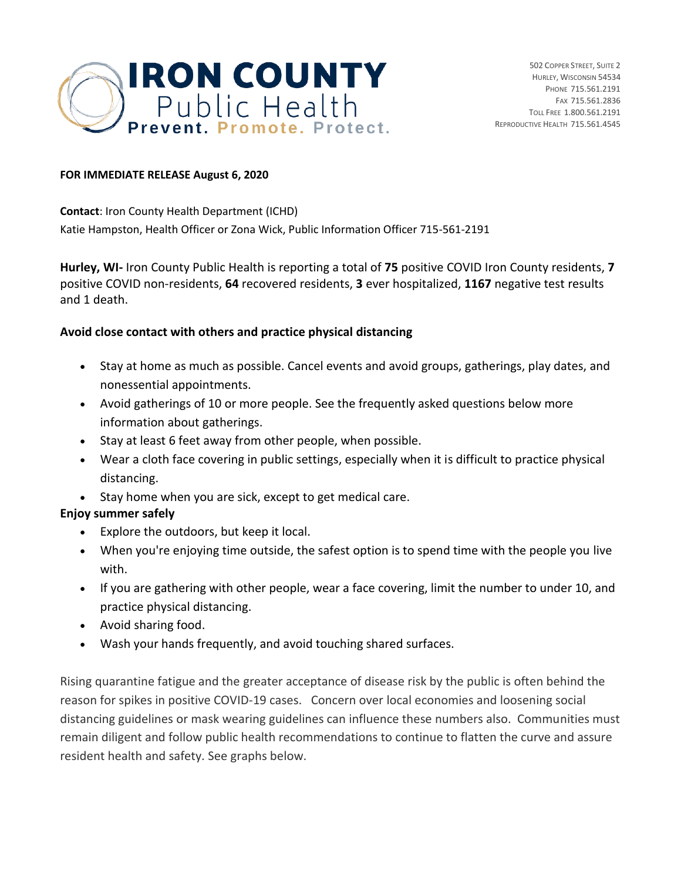# IRON COUNTY Public Health

**Prevent. Promote. Protect.**

502 Copper Street, Suite 2
Hurley, Wisconsin 54534
Phone 715.561.2191
Fax 715.561.2836
Toll Free 1.800.561.2191
Reproductive Health 715.561.4545

**FOR IMMEDIATE RELEASE August 6, 2020**

**Contact**: Iron County Health Department (ICHD)
Katie Hampston, Health Officer or Zona Wick, Public Information Officer 715-561-2191

**Hurley, WI-** Iron County Public Health is reporting a total of **75** positive COVID Iron County residents, **7** positive COVID non-residents, **64** recovered residents, **3** ever hospitalized, **1167** negative test results and 1 death.

**Avoid close contact with others and practice physical distancing**

- Stay at home as much as possible. Cancel events and avoid groups, gatherings, play dates, and nonessential appointments.
- Avoid gatherings of 10 or more people. See the frequently asked questions below more information about gatherings.
- Stay at least 6 feet away from other people, when possible.
- Wear a cloth face covering in public settings, especially when it is difficult to practice physical distancing.
- Stay home when you are sick, except to get medical care.

**Enjoy summer safely**

- Explore the outdoors, but keep it local.
- When you're enjoying time outside, the safest option is to spend time with the people you live with.
- If you are gathering with other people, wear a face covering, limit the number to under 10, and practice physical distancing.
- Avoid sharing food.
- Wash your hands frequently, and avoid touching shared surfaces.

Rising quarantine fatigue and the greater acceptance of disease risk by the public is often behind the reason for spikes in positive COVID-19 cases. Concern over local economies and loosening social distancing guidelines or mask wearing guidelines can influence these numbers also. Communities must remain diligent and follow public health recommendations to continue to flatten the curve and assure resident health and safety. See graphs below.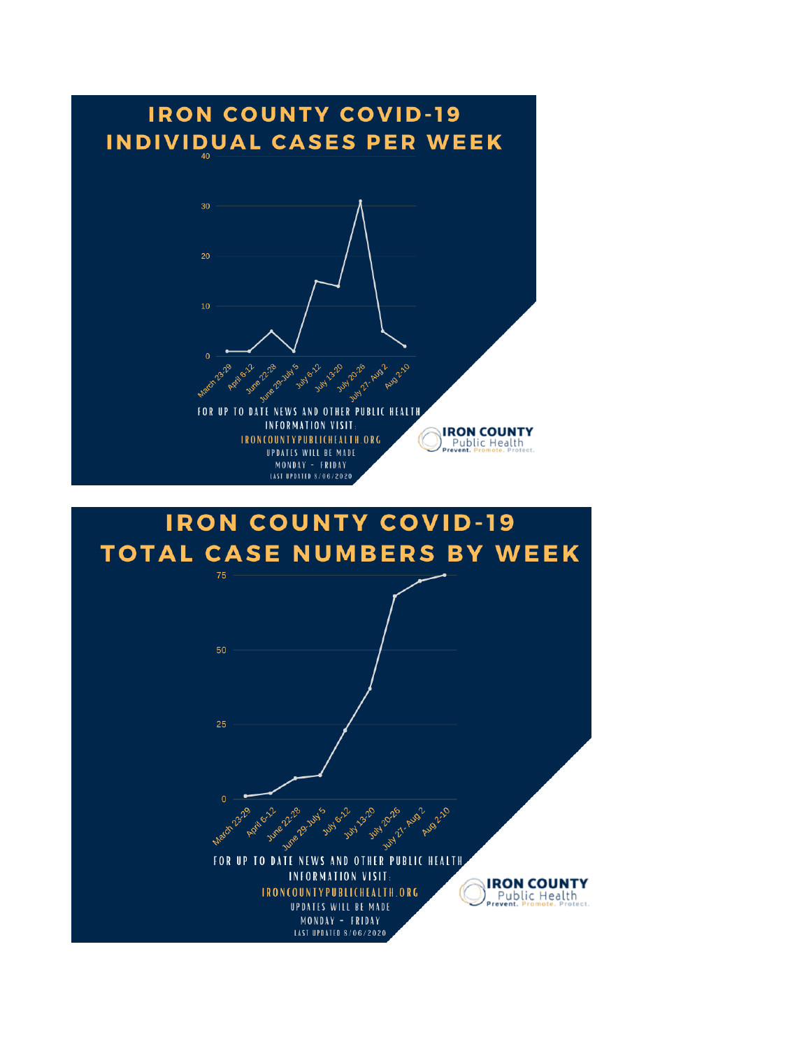# IRON COUNTY COVID-19 INDIVIDUAL CASES PER WEEK

40

30

20

10

0

March 23-29
April 6-12
June 22-28
June 29-July 5
July 6-12
July 13-20
July 20-26
July 27- Aug 2
Aug 2-10

FOR UP TO DATE NEWS AND OTHER PUBLIC HEALTH INFORMATION VISIT:

IRONCOUNTYPUBLICHEALTH.ORG

UPDATES WILL BE MADE MONDAY - FRIDAY

LAST UPDATED 8/06/2020

IRON COUNTY Public Health
Prevent. Promote. Protect.

# IRON COUNTY COVID-19 TOTAL CASE NUMBERS BY WEEK

75

50

25

0

March 23-29
April 6-12
June 22-28
June 29-July 5
July 6-12
July 13-20
July 20-26
July 27- Aug 2
Aug 2-10

FOR UP TO DATE NEWS AND OTHER PUBLIC HEALTH INFORMATION VISIT:

IRONCOUNTYPUBLICHEALTH.ORG

UPDATES WILL BE MADE MONDAY - FRIDAY

LAST UPDATED 8/06/2020

IRON COUNTY Public Health
Prevent. Promote. Protect.